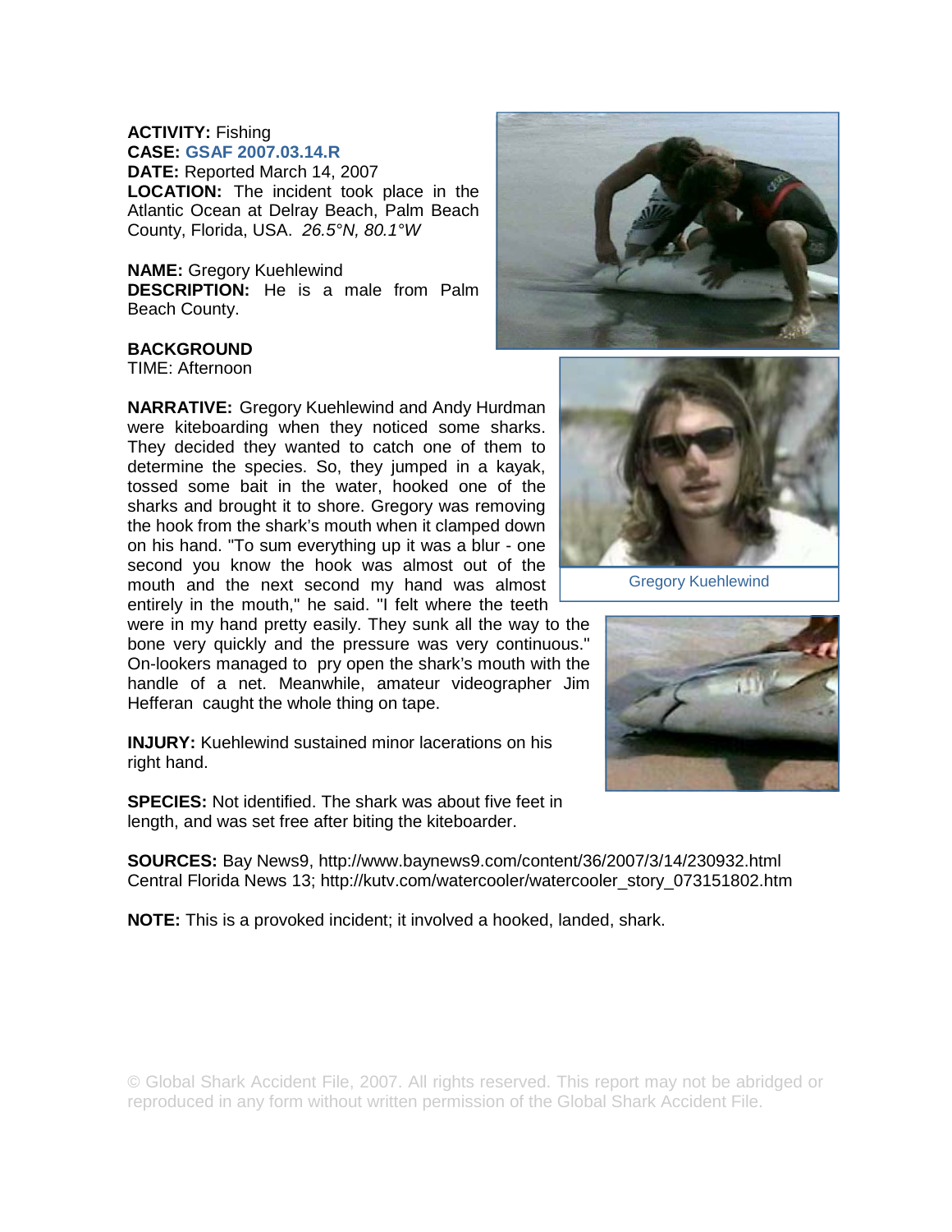**ACTIVITY:** Fishing
**CASE:** GSAF 2007.03.14.R
**DATE:** Reported March 14, 2007
**LOCATION:** The incident took place in the Atlantic Ocean at Delray Beach, Palm Beach County, Florida, USA. *26.5°N, 80.1°W*

**NAME:** Gregory Kuehlewind
**DESCRIPTION:** He is a male from Palm Beach County.

**BACKGROUND**
TIME: Afternoon

**NARRATIVE:** Gregory Kuehlewind and Andy Hurdman were kiteboarding when they noticed some sharks. They decided they wanted to catch one of them to determine the species. So, they jumped in a kayak, tossed some bait in the water, hooked one of the sharks and brought it to shore. Gregory was removing the hook from the shark's mouth when it clamped down on his hand. "To sum everything up it was a blur - one second you know the hook was almost out of the mouth and the next second my hand was almost entirely in the mouth," he said. "I felt where the teeth were in my hand pretty easily. They sunk all the way to the bone very quickly and the pressure was very continuous." On-lookers managed to pry open the shark's mouth with the handle of a net. Meanwhile, amateur videographer Jim Hefferan caught the whole thing on tape.

Gregory Kuehlewind

**INJURY:** Kuehlewind sustained minor lacerations on his right hand.

**SPECIES:** Not identified. The shark was about five feet in length, and was set free after biting the kiteboarder.

**SOURCES:** Bay News9, http://www.baynews9.com/content/36/2007/3/14/230932.html
Central Florida News 13; http://kutv.com/watercooler/watercooler_story_073151802.htm

**NOTE:** This is a provoked incident; it involved a hooked, landed, shark.

© Global Shark Accident File, 2007. All rights reserved. This report may not be abridged or reproduced in any form without written permission of the Global Shark Accident File.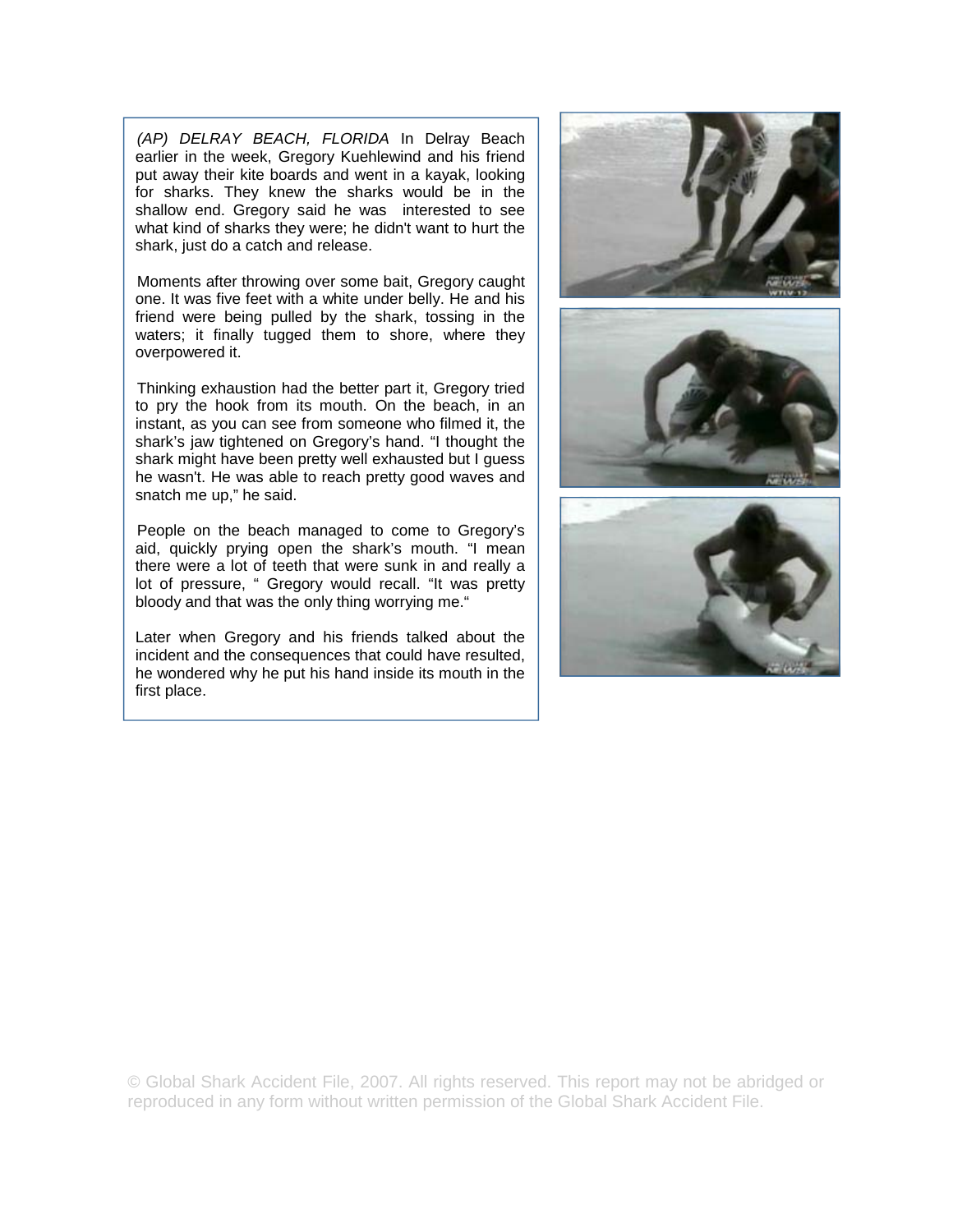*(AP) DELRAY BEACH, FLORIDA* In Delray Beach earlier in the week, Gregory Kuehlewind and his friend put away their kite boards and went in a kayak, looking for sharks. They knew the sharks would be in the shallow end. Gregory said he was interested to see what kind of sharks they were; he didn't want to hurt the shark, just do a catch and release.

Moments after throwing over some bait, Gregory caught one. It was five feet with a white under belly. He and his friend were being pulled by the shark, tossing in the waters; it finally tugged them to shore, where they overpowered it.

Thinking exhaustion had the better part it, Gregory tried to pry the hook from its mouth. On the beach, in an instant, as you can see from someone who filmed it, the shark's jaw tightened on Gregory's hand. "I thought the shark might have been pretty well exhausted but I guess he wasn't. He was able to reach pretty good waves and snatch me up," he said.

People on the beach managed to come to Gregory's aid, quickly prying open the shark's mouth. "I mean there were a lot of teeth that were sunk in and really a lot of pressure, " Gregory would recall. "It was pretty bloody and that was the only thing worrying me."

Later when Gregory and his friends talked about the incident and the consequences that could have resulted, he wondered why he put his hand inside its mouth in the first place.

© Global Shark Accident File, 2007. All rights reserved. This report may not be abridged or reproduced in any form without written permission of the Global Shark Accident File.